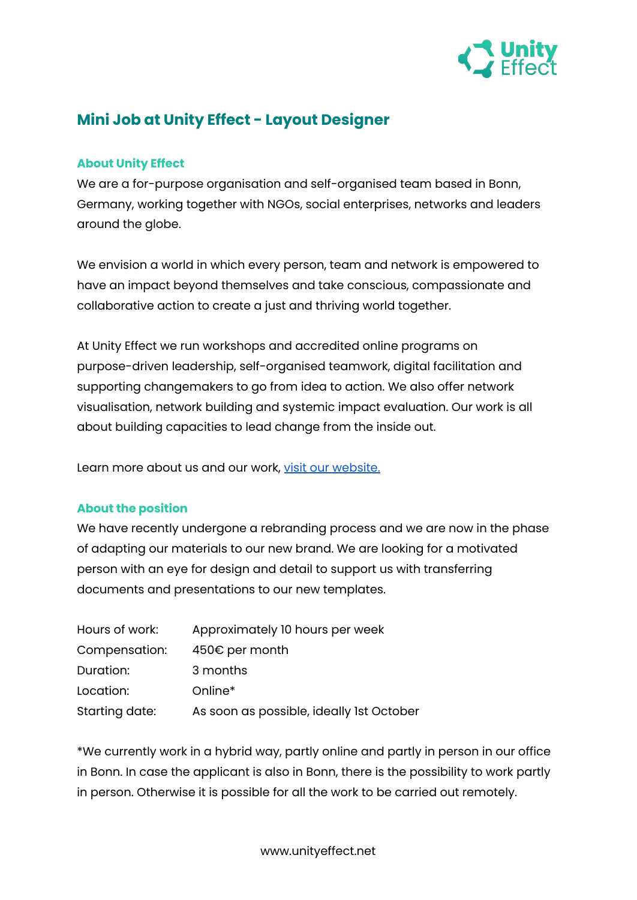# Mini Job at Unity Effect - Layout Designer

## About Unity Effect

We are a for-purpose organisation and self-organised team based in Bonn, Germany, working together with NGOs, social enterprises, networks and leaders around the globe.

We envision a world in which every person, team and network is empowered to have an impact beyond themselves and take conscious, compassionate and collaborative action to create a just and thriving world together.

At Unity Effect we run workshops and accredited online programs on purpose-driven leadership, self-organised teamwork, digital facilitation and supporting changemakers to go from idea to action. We also offer network visualisation, network building and systemic impact evaluation. Our work is all about building capacities to lead change from the inside out.

Learn more about us and our work, visit our website.

## About the position

We have recently undergone a rebranding process and we are now in the phase of adapting our materials to our new brand. We are looking for a motivated person with an eye for design and detail to support us with transferring documents and presentations to our new templates.

| | |
|---|---|
| Hours of work: | Approximately 10 hours per week |
| Compensation: | 450€ per month |
| Duration: | 3 months |
| Location: | Online* |
| Starting date: | As soon as possible, ideally 1st October |

*We currently work in a hybrid way, partly online and partly in person in our office in Bonn. In case the applicant is also in Bonn, there is the possibility to work partly in person. Otherwise it is possible for all the work to be carried out remotely.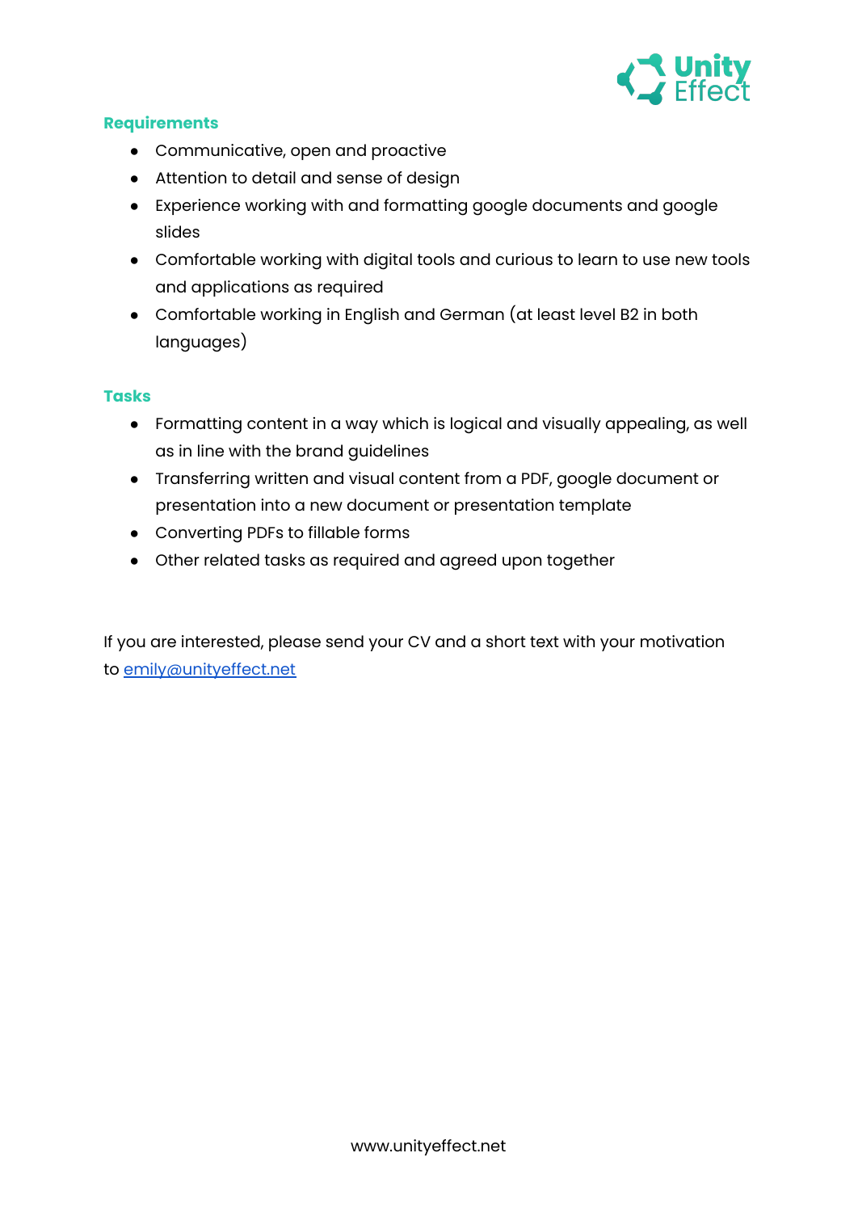## Requirements

- Communicative, open and proactive
- Attention to detail and sense of design
- Experience working with and formatting google documents and google slides
- Comfortable working with digital tools and curious to learn to use new tools and applications as required
- Comfortable working in English and German (at least level B2 in both languages)

## Tasks

- Formatting content in a way which is logical and visually appealing, as well as in line with the brand guidelines
- Transferring written and visual content from a PDF, google document or presentation into a new document or presentation template
- Converting PDFs to fillable forms
- Other related tasks as required and agreed upon together

If you are interested, please send your CV and a short text with your motivation to emily@unityeffect.net